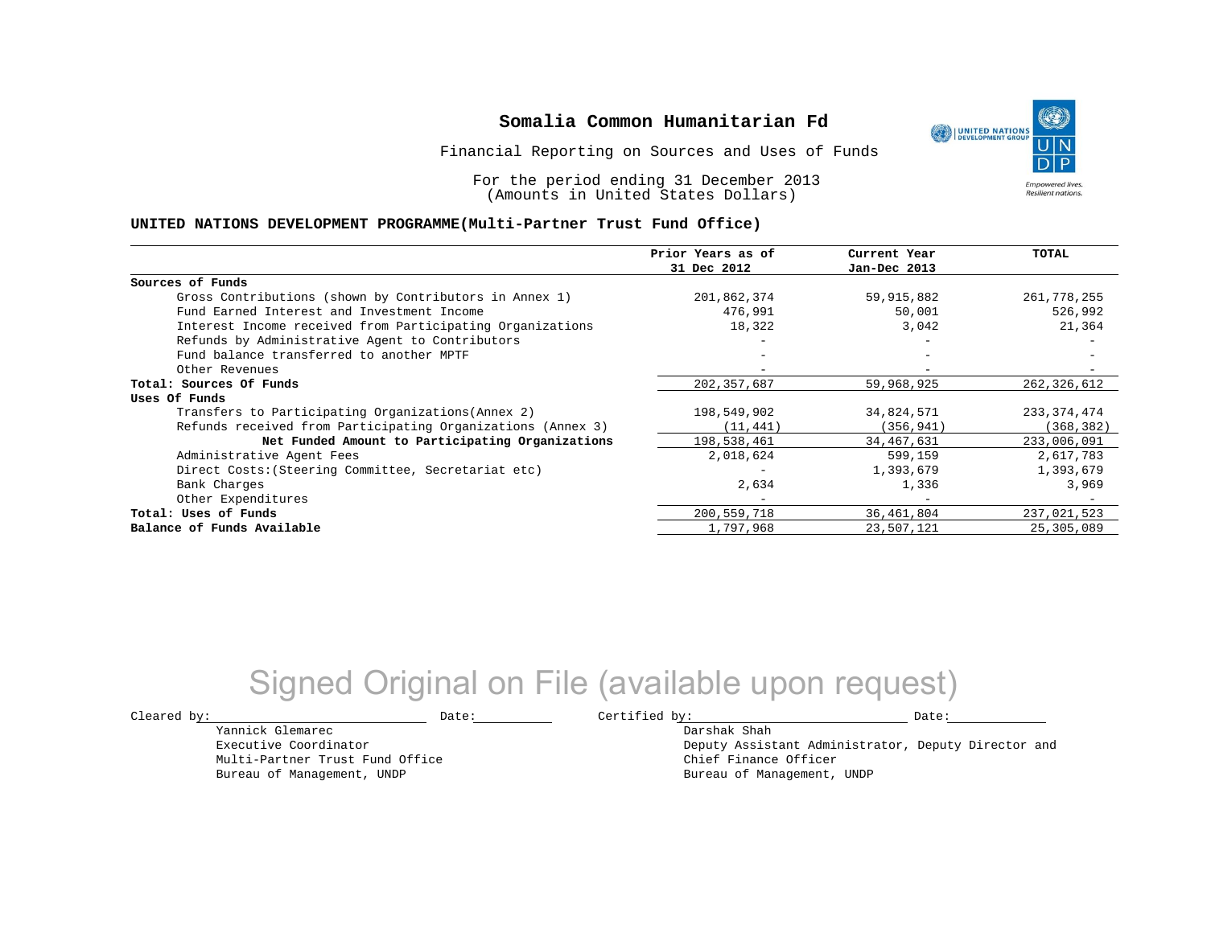# Somalia Common Humanitarian Fd

Financial Reporting on Sources and Uses of Funds

For the period ending 31 December 2013
(Amounts in United States Dollars)

### UNITED NATIONS DEVELOPMENT PROGRAMME(Multi-Partner Trust Fund Office)

| | Prior Years as of 31 Dec 2012 | Current Year Jan-Dec 2013 | TOTAL |
|---|---|---|---|
| **Sources of Funds** | | | |
| Gross Contributions (shown by Contributors in Annex 1) | 201,862,374 | 59,915,882 | 261,778,255 |
| Fund Earned Interest and Investment Income | 476,991 | 50,001 | 526,992 |
| Interest Income received from Participating Organizations | 18,322 | 3,042 | 21,364 |
| Refunds by Administrative Agent to Contributors | - | - | - |
| Fund balance transferred to another MPTF | - | - | - |
| Other Revenues | - | - | - |
| **Total: Sources Of Funds** | 202,357,687 | 59,968,925 | 262,326,612 |
| **Uses Of Funds** | | | |
| Transfers to Participating Organizations(Annex 2) | 198,549,902 | 34,824,571 | 233,374,474 |
| Refunds received from Participating Organizations (Annex 3) | (11,441) | (356,941) | (368,382) |
| **Net Funded Amount to Participating Organizations** | 198,538,461 | 34,467,631 | 233,006,091 |
| Administrative Agent Fees | 2,018,624 | 599,159 | 2,617,783 |
| Direct Costs:(Steering Committee, Secretariat etc) | - | 1,393,679 | 1,393,679 |
| Bank Charges | 2,634 | 1,336 | 3,969 |
| Other Expenditures | - | - | - |
| **Total: Uses of Funds** | 200,559,718 | 36,461,804 | 237,021,523 |
| **Balance of Funds Available** | 1,797,968 | 23,507,121 | 25,305,089 |

Signed Original on File (available upon request)

Cleared by: ____________________ Date: __________

Yannick Glemarec
Executive Coordinator
Multi-Partner Trust Fund Office
Bureau of Management, UNDP

Certified by: ____________________ Date: __________

Darshak Shah
Deputy Assistant Administrator, Deputy Director and
Chief Finance Officer
Bureau of Management, UNDP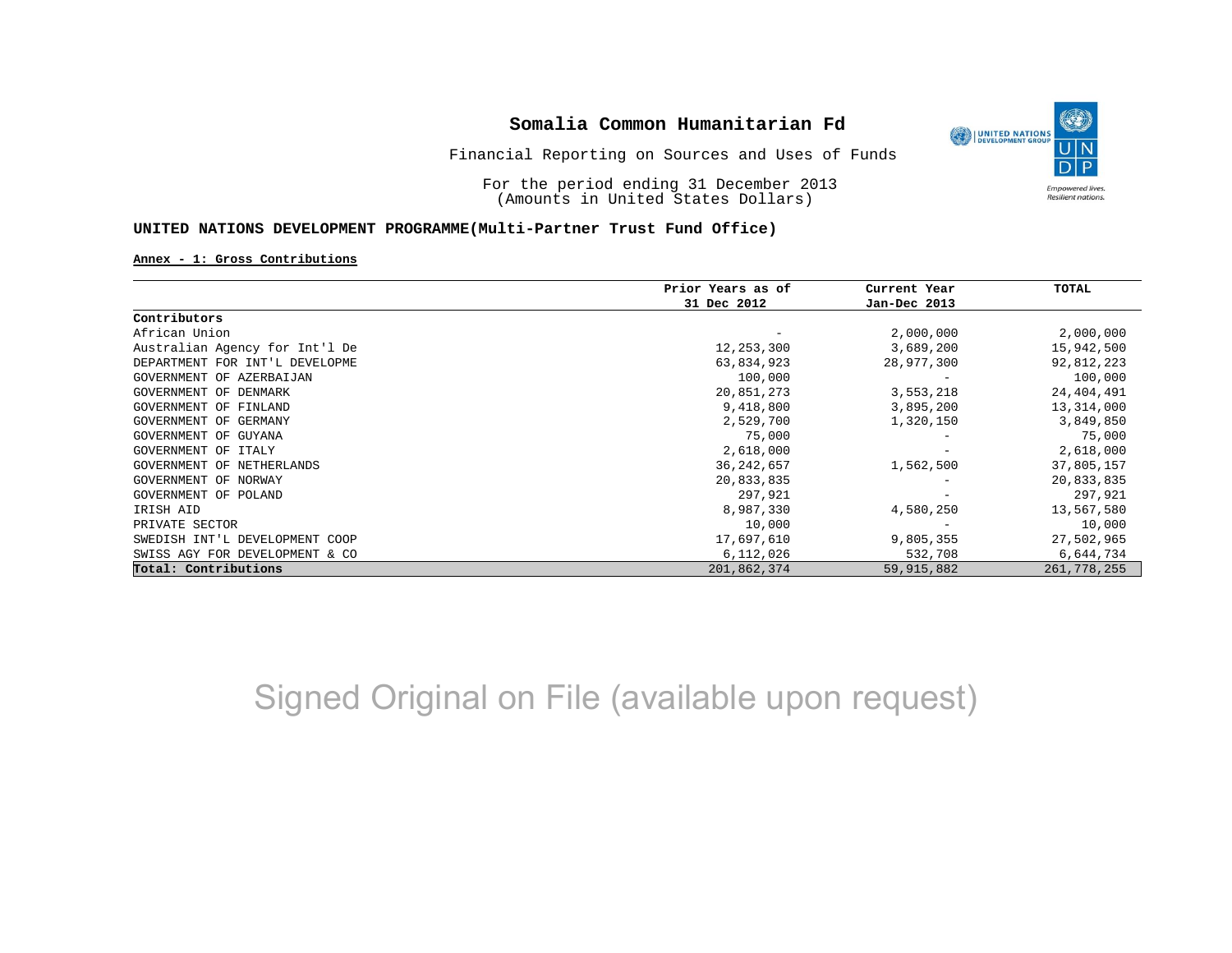# Somalia Common Humanitarian Fd

Financial Reporting on Sources and Uses of Funds

For the period ending 31 December 2013
(Amounts in United States Dollars)

## UNITED NATIONS DEVELOPMENT PROGRAMME(Multi-Partner Trust Fund Office)

**Annex - 1: Gross Contributions**

| Contributors | Prior Years as of 31 Dec 2012 | Current Year Jan-Dec 2013 | TOTAL |
|---|---|---|---|
| African Union | - | 2,000,000 | 2,000,000 |
| Australian Agency for Int'l De | 12,253,300 | 3,689,200 | 15,942,500 |
| DEPARTMENT FOR INT'L DEVELOPME | 63,834,923 | 28,977,300 | 92,812,223 |
| GOVERNMENT OF AZERBAIJAN | 100,000 | - | 100,000 |
| GOVERNMENT OF DENMARK | 20,851,273 | 3,553,218 | 24,404,491 |
| GOVERNMENT OF FINLAND | 9,418,800 | 3,895,200 | 13,314,000 |
| GOVERNMENT OF GERMANY | 2,529,700 | 1,320,150 | 3,849,850 |
| GOVERNMENT OF GUYANA | 75,000 | - | 75,000 |
| GOVERNMENT OF ITALY | 2,618,000 | - | 2,618,000 |
| GOVERNMENT OF NETHERLANDS | 36,242,657 | 1,562,500 | 37,805,157 |
| GOVERNMENT OF NORWAY | 20,833,835 | - | 20,833,835 |
| GOVERNMENT OF POLAND | 297,921 | - | 297,921 |
| IRISH AID | 8,987,330 | 4,580,250 | 13,567,580 |
| PRIVATE SECTOR | 10,000 | - | 10,000 |
| SWEDISH INT'L DEVELOPMENT COOP | 17,697,610 | 9,805,355 | 27,502,965 |
| SWISS AGY FOR DEVELOPMENT & CO | 6,112,026 | 532,708 | 6,644,734 |
| **Total: Contributions** | 201,862,374 | 59,915,882 | 261,778,255 |

Signed Original on File (available upon request)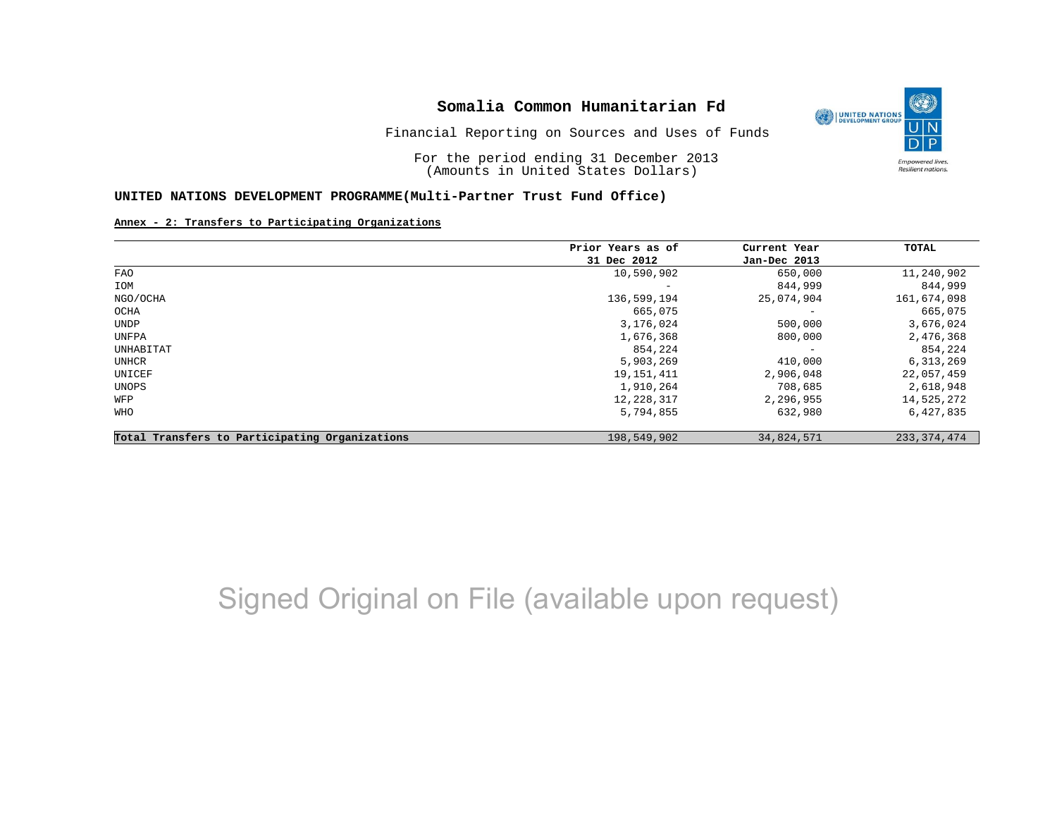# Somalia Common Humanitarian Fd

Financial Reporting on Sources and Uses of Funds

For the period ending 31 December 2013
(Amounts in United States Dollars)

## UNITED NATIONS DEVELOPMENT PROGRAMME(Multi-Partner Trust Fund Office)

**Annex - 2: Transfers to Participating Organizations**

| | Prior Years as of 31 Dec 2012 | Current Year Jan-Dec 2013 | TOTAL |
|---|---|---|---|
| FAO | 10,590,902 | 650,000 | 11,240,902 |
| IOM | - | 844,999 | 844,999 |
| NGO/OCHA | 136,599,194 | 25,074,904 | 161,674,098 |
| OCHA | 665,075 | - | 665,075 |
| UNDP | 3,176,024 | 500,000 | 3,676,024 |
| UNFPA | 1,676,368 | 800,000 | 2,476,368 |
| UNHABITAT | 854,224 | - | 854,224 |
| UNHCR | 5,903,269 | 410,000 | 6,313,269 |
| UNICEF | 19,151,411 | 2,906,048 | 22,057,459 |
| UNOPS | 1,910,264 | 708,685 | 2,618,948 |
| WFP | 12,228,317 | 2,296,955 | 14,525,272 |
| WHO | 5,794,855 | 632,980 | 6,427,835 |
| **Total Transfers to Participating Organizations** | 198,549,902 | 34,824,571 | 233,374,474 |

Signed Original on File (available upon request)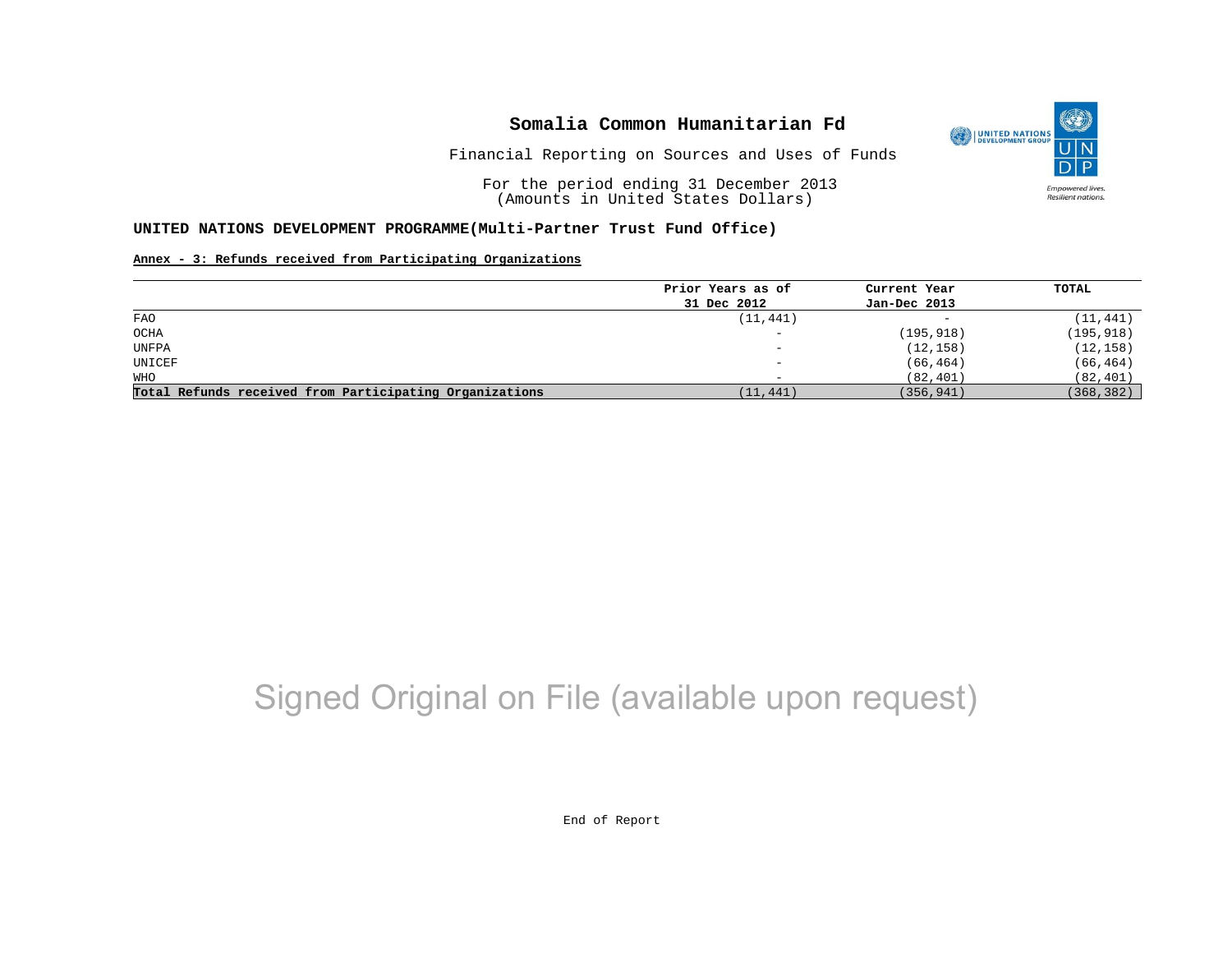# Somalia Common Humanitarian Fd

Financial Reporting on Sources and Uses of Funds

For the period ending 31 December 2013
(Amounts in United States Dollars)

**UNITED NATIONS DEVELOPMENT PROGRAMME(Multi-Partner Trust Fund Office)**

**Annex - 3: Refunds received from Participating Organizations**

| | Prior Years as of 31 Dec 2012 | Current Year Jan-Dec 2013 | TOTAL |
|---|---|---|---|
| FAO | (11,441) | - | (11,441) |
| OCHA | - | (195,918) | (195,918) |
| UNFPA | - | (12,158) | (12,158) |
| UNICEF | - | (66,464) | (66,464) |
| WHO | - | (82,401) | (82,401) |
| **Total Refunds received from Participating Organizations** | (11,441) | (356,941) | (368,382) |

Signed Original on File (available upon request)

End of Report